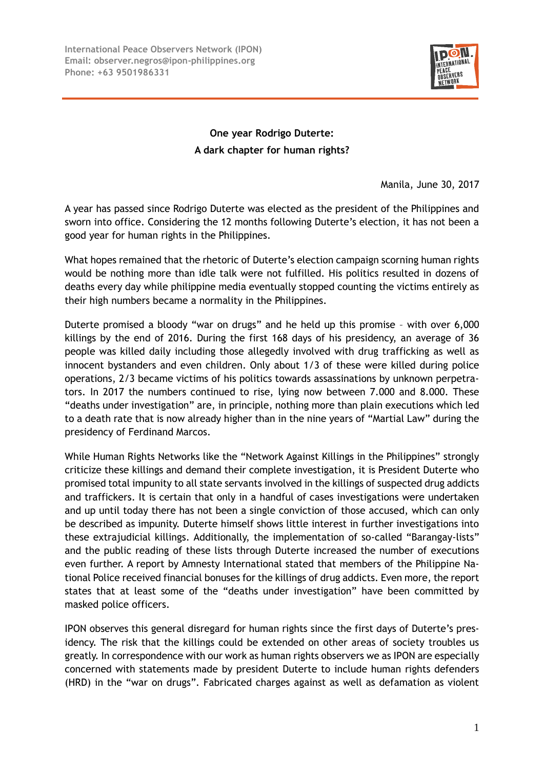International Peace Observers Network (IPON)
Email: observer.negros@ipon-philippines.org
Phone: +63 9501986331

**One year Rodrigo Duterte:**
**A dark chapter for human rights?**

Manila, June 30, 2017

A year has passed since Rodrigo Duterte was elected as the president of the Philippines and sworn into office. Considering the 12 months following Duterte's election, it has not been a good year for human rights in the Philippines.

What hopes remained that the rhetoric of Duterte's election campaign scorning human rights would be nothing more than idle talk were not fulfilled. His politics resulted in dozens of deaths every day while philippine media eventually stopped counting the victims entirely as their high numbers became a normality in the Philippines.

Duterte promised a bloody "war on drugs" and he held up this promise – with over 6,000 killings by the end of 2016. During the first 168 days of his presidency, an average of 36 people was killed daily including those allegedly involved with drug trafficking as well as innocent bystanders and even children. Only about 1/3 of these were killed during police operations, 2/3 became victims of his politics towards assassinations by unknown perpetrators. In 2017 the numbers continued to rise, lying now between 7.000 and 8.000. These "deaths under investigation" are, in principle, nothing more than plain executions which led to a death rate that is now already higher than in the nine years of "Martial Law" during the presidency of Ferdinand Marcos.

While Human Rights Networks like the "Network Against Killings in the Philippines" strongly criticize these killings and demand their complete investigation, it is President Duterte who promised total impunity to all state servants involved in the killings of suspected drug addicts and traffickers. It is certain that only in a handful of cases investigations were undertaken and up until today there has not been a single conviction of those accused, which can only be described as impunity. Duterte himself shows little interest in further investigations into these extrajudicial killings. Additionally, the implementation of so-called "Barangay-lists" and the public reading of these lists through Duterte increased the number of executions even further. A report by Amnesty International stated that members of the Philippine National Police received financial bonuses for the killings of drug addicts. Even more, the report states that at least some of the "deaths under investigation" have been committed by masked police officers.

IPON observes this general disregard for human rights since the first days of Duterte's presidency. The risk that the killings could be extended on other areas of society troubles us greatly. In correspondence with our work as human rights observers we as IPON are especially concerned with statements made by president Duterte to include human rights defenders (HRD) in the "war on drugs". Fabricated charges against as well as defamation as violent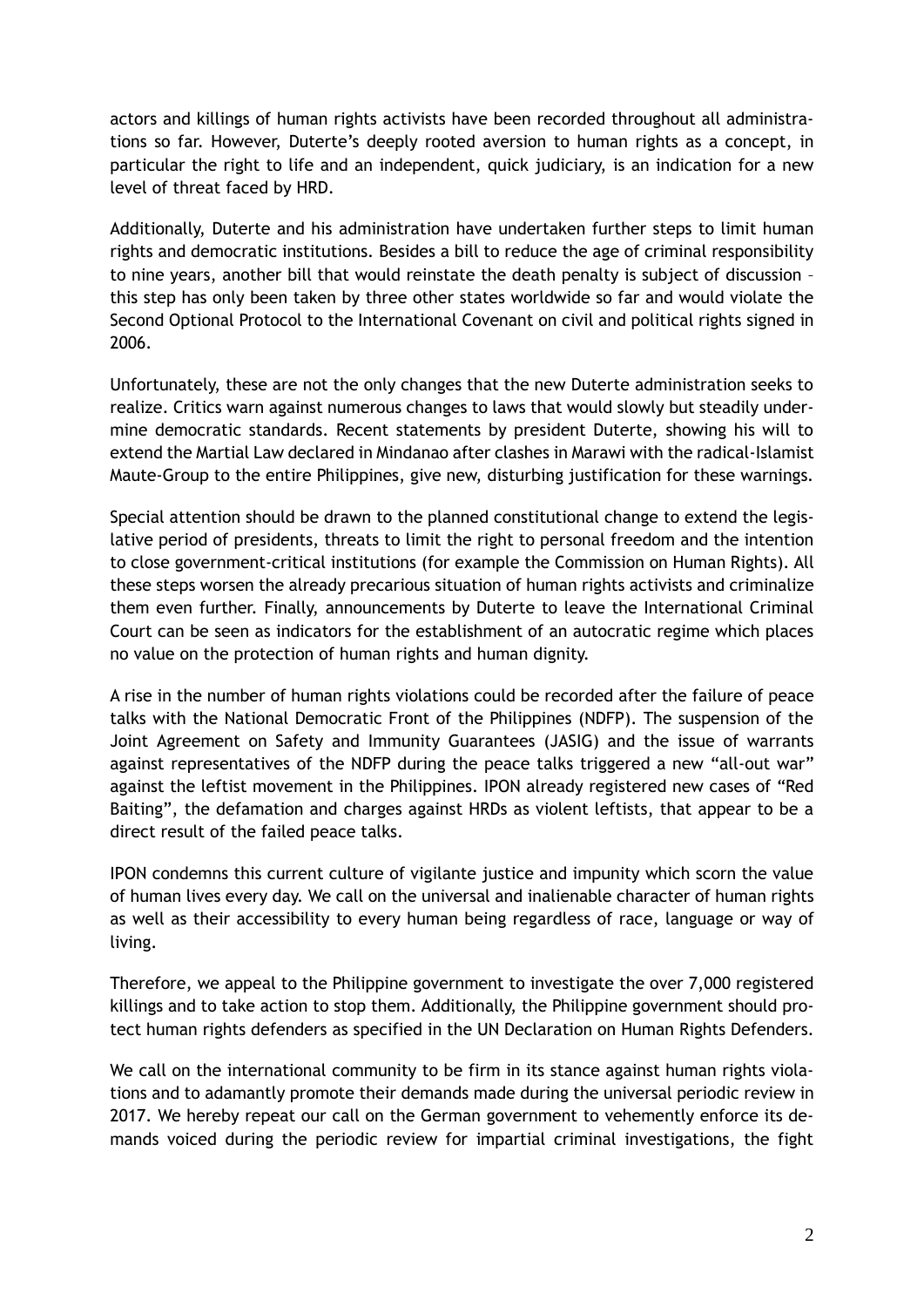actors and killings of human rights activists have been recorded throughout all administrations so far. However, Duterte's deeply rooted aversion to human rights as a concept, in particular the right to life and an independent, quick judiciary, is an indication for a new level of threat faced by HRD.

Additionally, Duterte and his administration have undertaken further steps to limit human rights and democratic institutions. Besides a bill to reduce the age of criminal responsibility to nine years, another bill that would reinstate the death penalty is subject of discussion – this step has only been taken by three other states worldwide so far and would violate the Second Optional Protocol to the International Covenant on civil and political rights signed in 2006.

Unfortunately, these are not the only changes that the new Duterte administration seeks to realize. Critics warn against numerous changes to laws that would slowly but steadily undermine democratic standards. Recent statements by president Duterte, showing his will to extend the Martial Law declared in Mindanao after clashes in Marawi with the radical-Islamist Maute-Group to the entire Philippines, give new, disturbing justification for these warnings.

Special attention should be drawn to the planned constitutional change to extend the legislative period of presidents, threats to limit the right to personal freedom and the intention to close government-critical institutions (for example the Commission on Human Rights). All these steps worsen the already precarious situation of human rights activists and criminalize them even further. Finally, announcements by Duterte to leave the International Criminal Court can be seen as indicators for the establishment of an autocratic regime which places no value on the protection of human rights and human dignity.

A rise in the number of human rights violations could be recorded after the failure of peace talks with the National Democratic Front of the Philippines (NDFP). The suspension of the Joint Agreement on Safety and Immunity Guarantees (JASIG) and the issue of warrants against representatives of the NDFP during the peace talks triggered a new "all-out war" against the leftist movement in the Philippines. IPON already registered new cases of "Red Baiting", the defamation and charges against HRDs as violent leftists, that appear to be a direct result of the failed peace talks.

IPON condemns this current culture of vigilante justice and impunity which scorn the value of human lives every day. We call on the universal and inalienable character of human rights as well as their accessibility to every human being regardless of race, language or way of living.

Therefore, we appeal to the Philippine government to investigate the over 7,000 registered killings and to take action to stop them. Additionally, the Philippine government should protect human rights defenders as specified in the UN Declaration on Human Rights Defenders.

We call on the international community to be firm in its stance against human rights violations and to adamantly promote their demands made during the universal periodic review in 2017. We hereby repeat our call on the German government to vehemently enforce its demands voiced during the periodic review for impartial criminal investigations, the fight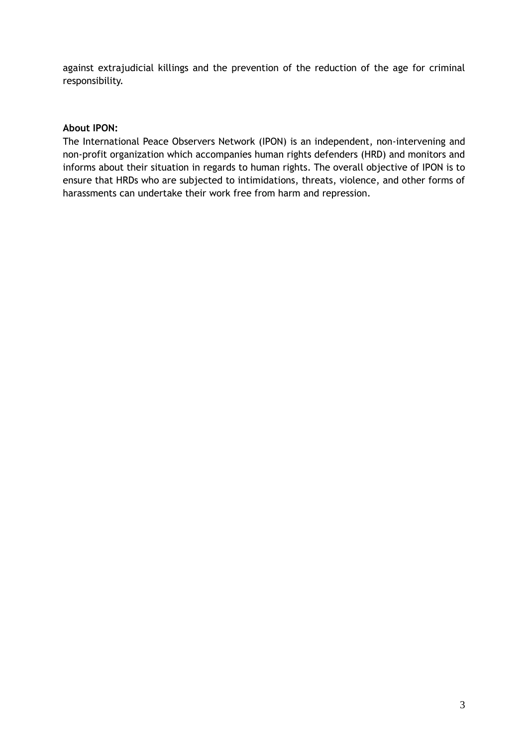against extrajudicial killings and the prevention of the reduction of the age for criminal responsibility.

**About IPON:**

The International Peace Observers Network (IPON) is an independent, non-intervening and non-profit organization which accompanies human rights defenders (HRD) and monitors and informs about their situation in regards to human rights. The overall objective of IPON is to ensure that HRDs who are subjected to intimidations, threats, violence, and other forms of harassments can undertake their work free from harm and repression.